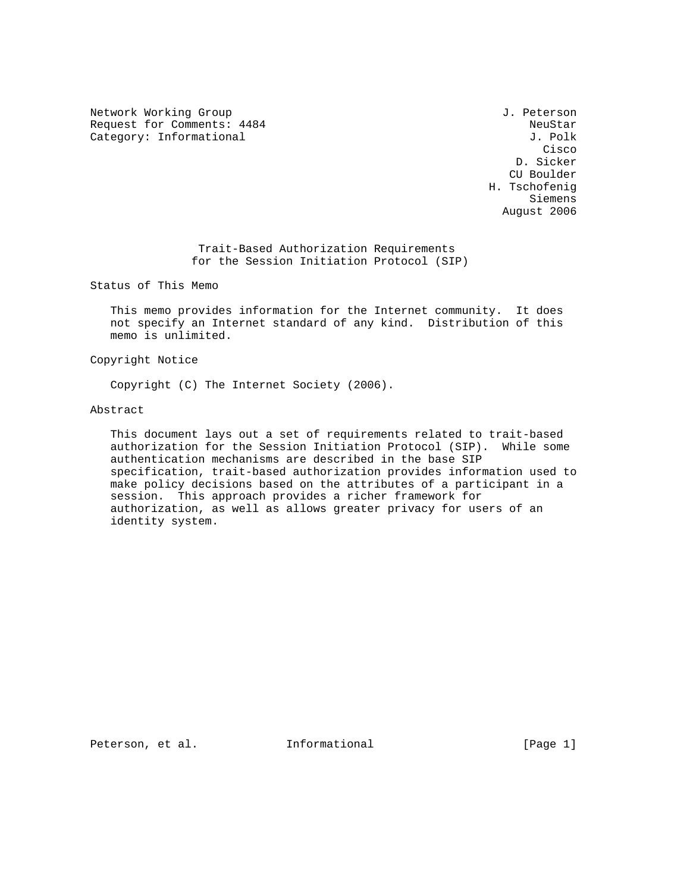Network Working Group  
Request for Comments: 4484  
Category: Informational

J. Peterson  
NeuStar  
J. Polk  
Cisco  
D. Sicker  
CU Boulder  
H. Tschofenig  
Siemens  
August 2006

# Trait-Based Authorization Requirements for the Session Initiation Protocol (SIP)

## Status of This Memo

This memo provides information for the Internet community. It does not specify an Internet standard of any kind. Distribution of this memo is unlimited.

## Copyright Notice

Copyright (C) The Internet Society (2006).

## Abstract

This document lays out a set of requirements related to trait-based authorization for the Session Initiation Protocol (SIP). While some authentication mechanisms are described in the base SIP specification, trait-based authorization provides information used to make policy decisions based on the attributes of a participant in a session. This approach provides a richer framework for authorization, as well as allows greater privacy for users of an identity system.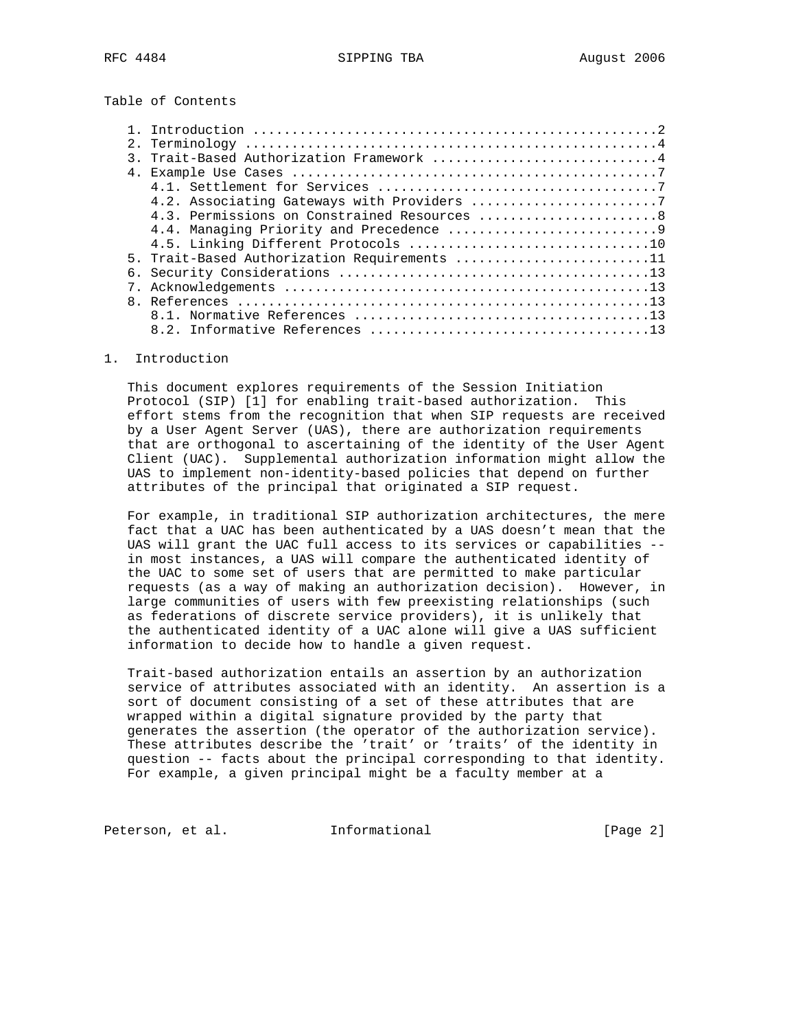Table of Contents

1. Introduction ....................................................2
2. Terminology .....................................................4
3. Trait-Based Authorization Framework .............................4
4. Example Use Cases ...............................................7
   4.1. Settlement for Services ....................................7
   4.2. Associating Gateways with Providers ........................7
   4.3. Permissions on Constrained Resources .......................8
   4.4. Managing Priority and Precedence ...........................9
   4.5. Linking Different Protocols ...............................10
5. Trait-Based Authorization Requirements .........................11
6. Security Considerations ........................................13
7. Acknowledgements ...............................................13
8. References .....................................................13
   8.1. Normative References ......................................13
   8.2. Informative References ....................................13

# 1. Introduction

This document explores requirements of the Session Initiation Protocol (SIP) [1] for enabling trait-based authorization. This effort stems from the recognition that when SIP requests are received by a User Agent Server (UAS), there are authorization requirements that are orthogonal to ascertaining of the identity of the User Agent Client (UAC). Supplemental authorization information might allow the UAS to implement non-identity-based policies that depend on further attributes of the principal that originated a SIP request.

For example, in traditional SIP authorization architectures, the mere fact that a UAC has been authenticated by a UAS doesn't mean that the UAS will grant the UAC full access to its services or capabilities -- in most instances, a UAS will compare the authenticated identity of the UAC to some set of users that are permitted to make particular requests (as a way of making an authorization decision). However, in large communities of users with few preexisting relationships (such as federations of discrete service providers), it is unlikely that the authenticated identity of a UAC alone will give a UAS sufficient information to decide how to handle a given request.

Trait-based authorization entails an assertion by an authorization service of attributes associated with an identity. An assertion is a sort of document consisting of a set of these attributes that are wrapped within a digital signature provided by the party that generates the assertion (the operator of the authorization service). These attributes describe the 'trait' or 'traits' of the identity in question -- facts about the principal corresponding to that identity. For example, a given principal might be a faculty member at a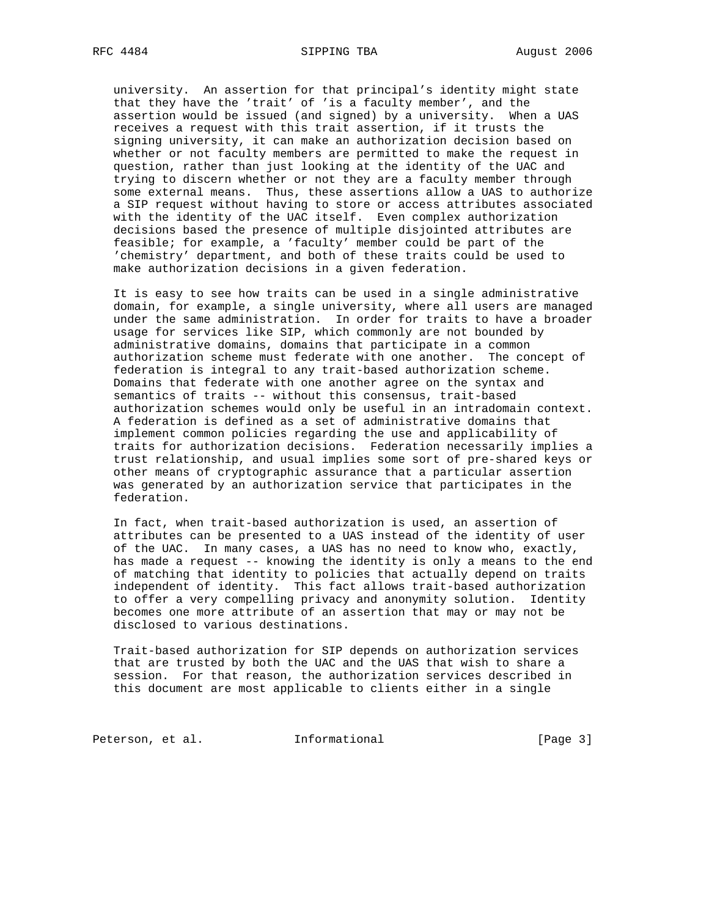university. An assertion for that principal's identity might state that they have the 'trait' of 'is a faculty member', and the assertion would be issued (and signed) by a university. When a UAS receives a request with this trait assertion, if it trusts the signing university, it can make an authorization decision based on whether or not faculty members are permitted to make the request in question, rather than just looking at the identity of the UAC and trying to discern whether or not they are a faculty member through some external means. Thus, these assertions allow a UAS to authorize a SIP request without having to store or access attributes associated with the identity of the UAC itself. Even complex authorization decisions based the presence of multiple disjointed attributes are feasible; for example, a 'faculty' member could be part of the 'chemistry' department, and both of these traits could be used to make authorization decisions in a given federation.

It is easy to see how traits can be used in a single administrative domain, for example, a single university, where all users are managed under the same administration. In order for traits to have a broader usage for services like SIP, which commonly are not bounded by administrative domains, domains that participate in a common authorization scheme must federate with one another. The concept of federation is integral to any trait-based authorization scheme. Domains that federate with one another agree on the syntax and semantics of traits -- without this consensus, trait-based authorization schemes would only be useful in an intradomain context. A federation is defined as a set of administrative domains that implement common policies regarding the use and applicability of traits for authorization decisions. Federation necessarily implies a trust relationship, and usual implies some sort of pre-shared keys or other means of cryptographic assurance that a particular assertion was generated by an authorization service that participates in the federation.

In fact, when trait-based authorization is used, an assertion of attributes can be presented to a UAS instead of the identity of user of the UAC. In many cases, a UAS has no need to know who, exactly, has made a request -- knowing the identity is only a means to the end of matching that identity to policies that actually depend on traits independent of identity. This fact allows trait-based authorization to offer a very compelling privacy and anonymity solution. Identity becomes one more attribute of an assertion that may or may not be disclosed to various destinations.

Trait-based authorization for SIP depends on authorization services that are trusted by both the UAC and the UAS that wish to share a session. For that reason, the authorization services described in this document are most applicable to clients either in a single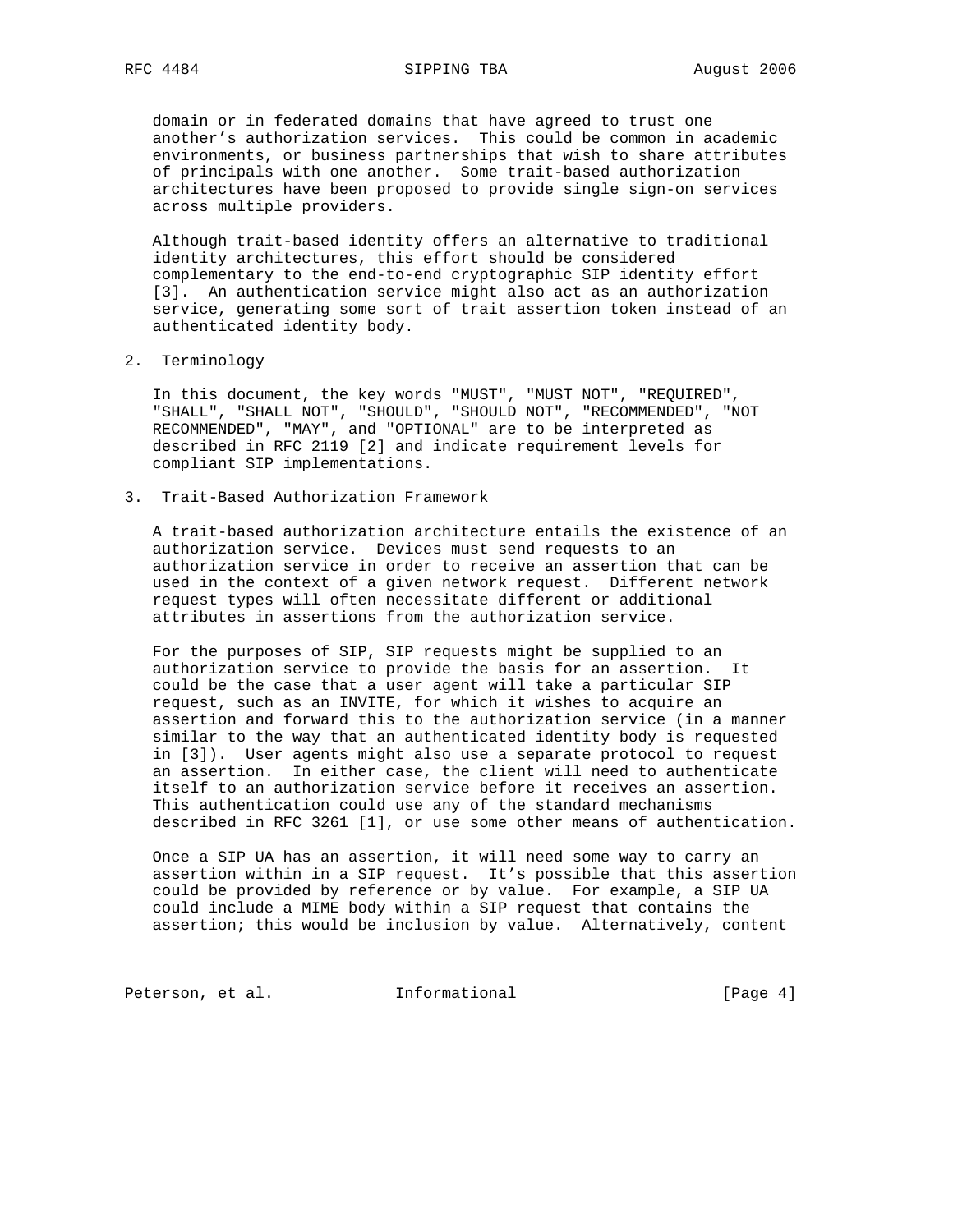domain or in federated domains that have agreed to trust one another's authorization services. This could be common in academic environments, or business partnerships that wish to share attributes of principals with one another. Some trait-based authorization architectures have been proposed to provide single sign-on services across multiple providers.

Although trait-based identity offers an alternative to traditional identity architectures, this effort should be considered complementary to the end-to-end cryptographic SIP identity effort [3]. An authentication service might also act as an authorization service, generating some sort of trait assertion token instead of an authenticated identity body.

## 2. Terminology

In this document, the key words "MUST", "MUST NOT", "REQUIRED", "SHALL", "SHALL NOT", "SHOULD", "SHOULD NOT", "RECOMMENDED", "NOT RECOMMENDED", "MAY", and "OPTIONAL" are to be interpreted as described in RFC 2119 [2] and indicate requirement levels for compliant SIP implementations.

## 3. Trait-Based Authorization Framework

A trait-based authorization architecture entails the existence of an authorization service. Devices must send requests to an authorization service in order to receive an assertion that can be used in the context of a given network request. Different network request types will often necessitate different or additional attributes in assertions from the authorization service.

For the purposes of SIP, SIP requests might be supplied to an authorization service to provide the basis for an assertion. It could be the case that a user agent will take a particular SIP request, such as an INVITE, for which it wishes to acquire an assertion and forward this to the authorization service (in a manner similar to the way that an authenticated identity body is requested in [3]). User agents might also use a separate protocol to request an assertion. In either case, the client will need to authenticate itself to an authorization service before it receives an assertion. This authentication could use any of the standard mechanisms described in RFC 3261 [1], or use some other means of authentication.

Once a SIP UA has an assertion, it will need some way to carry an assertion within in a SIP request. It's possible that this assertion could be provided by reference or by value. For example, a SIP UA could include a MIME body within a SIP request that contains the assertion; this would be inclusion by value. Alternatively, content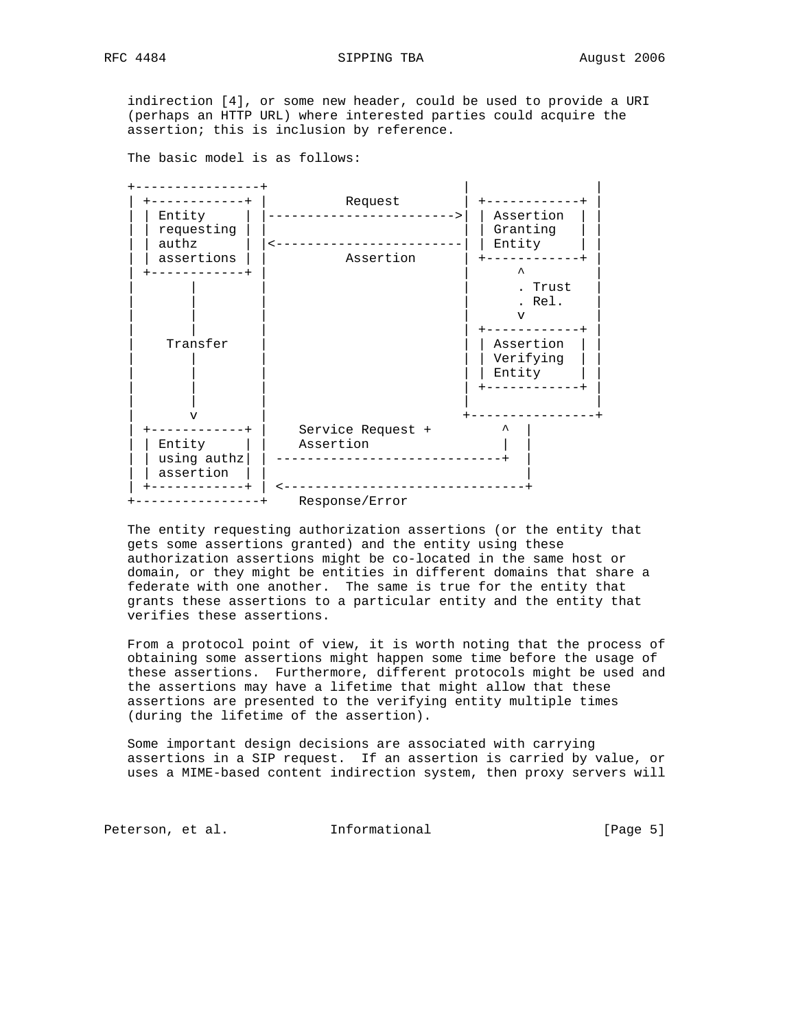indirection [4], or some new header, could be used to provide a URI (perhaps an HTTP URL) where interested parties could acquire the assertion; this is inclusion by reference.

The basic model is as follows:

```
+----------------+                           |                |
| +------------+ |          Request          | +------------+ |
| | Entity     | |------------------------->| | Assertion  | |
| | requesting | |                           | | Granting   | |
| | authz      | |<-------------------------| | Entity     | |
| | assertions | |          Assertion        | +------------+ |
| +------------+ |                           |       ^        |
|       |        |                           |       . Trust  |
|       |        |                           |       . Rel.   |
|       |        |                           |       v        |
|       |        |                           | +------------+ |
|    Transfer    |                           | | Assertion  | |
|       |        |                           | | Verifying  | |
|       |        |                           | | Entity     | |
|       |        |                           | +------------+ |
|       |        |                           |                |
|       v        |                           +----------------+
| +------------+ |    Service Request +           ^  |
| | Entity     | |    Assertion                   |  |
| | using authz| | -----------------------------+  |
| | assertion  | |                                 |
| +------------+ | <-------------------------------+
+----------------+    Response/Error
```

The entity requesting authorization assertions (or the entity that gets some assertions granted) and the entity using these authorization assertions might be co-located in the same host or domain, or they might be entities in different domains that share a federate with one another. The same is true for the entity that grants these assertions to a particular entity and the entity that verifies these assertions.

From a protocol point of view, it is worth noting that the process of obtaining some assertions might happen some time before the usage of these assertions. Furthermore, different protocols might be used and the assertions may have a lifetime that might allow that these assertions are presented to the verifying entity multiple times (during the lifetime of the assertion).

Some important design decisions are associated with carrying assertions in a SIP request. If an assertion is carried by value, or uses a MIME-based content indirection system, then proxy servers will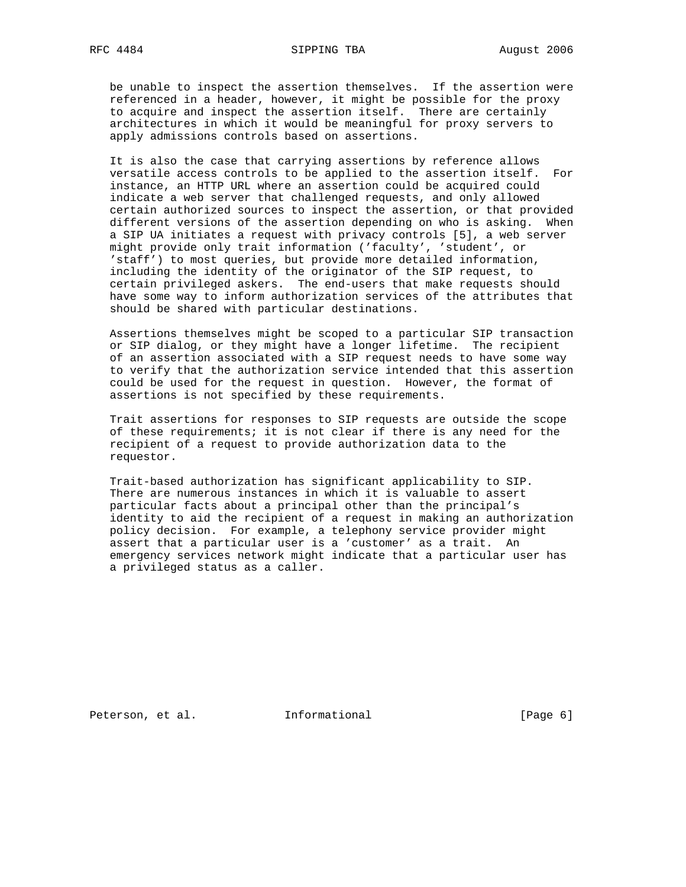be unable to inspect the assertion themselves. If the assertion were referenced in a header, however, it might be possible for the proxy to acquire and inspect the assertion itself. There are certainly architectures in which it would be meaningful for proxy servers to apply admissions controls based on assertions.

It is also the case that carrying assertions by reference allows versatile access controls to be applied to the assertion itself. For instance, an HTTP URL where an assertion could be acquired could indicate a web server that challenged requests, and only allowed certain authorized sources to inspect the assertion, or that provided different versions of the assertion depending on who is asking. When a SIP UA initiates a request with privacy controls [5], a web server might provide only trait information ('faculty', 'student', or 'staff') to most queries, but provide more detailed information, including the identity of the originator of the SIP request, to certain privileged askers. The end-users that make requests should have some way to inform authorization services of the attributes that should be shared with particular destinations.

Assertions themselves might be scoped to a particular SIP transaction or SIP dialog, or they might have a longer lifetime. The recipient of an assertion associated with a SIP request needs to have some way to verify that the authorization service intended that this assertion could be used for the request in question. However, the format of assertions is not specified by these requirements.

Trait assertions for responses to SIP requests are outside the scope of these requirements; it is not clear if there is any need for the recipient of a request to provide authorization data to the requestor.

Trait-based authorization has significant applicability to SIP. There are numerous instances in which it is valuable to assert particular facts about a principal other than the principal's identity to aid the recipient of a request in making an authorization policy decision. For example, a telephony service provider might assert that a particular user is a 'customer' as a trait. An emergency services network might indicate that a particular user has a privileged status as a caller.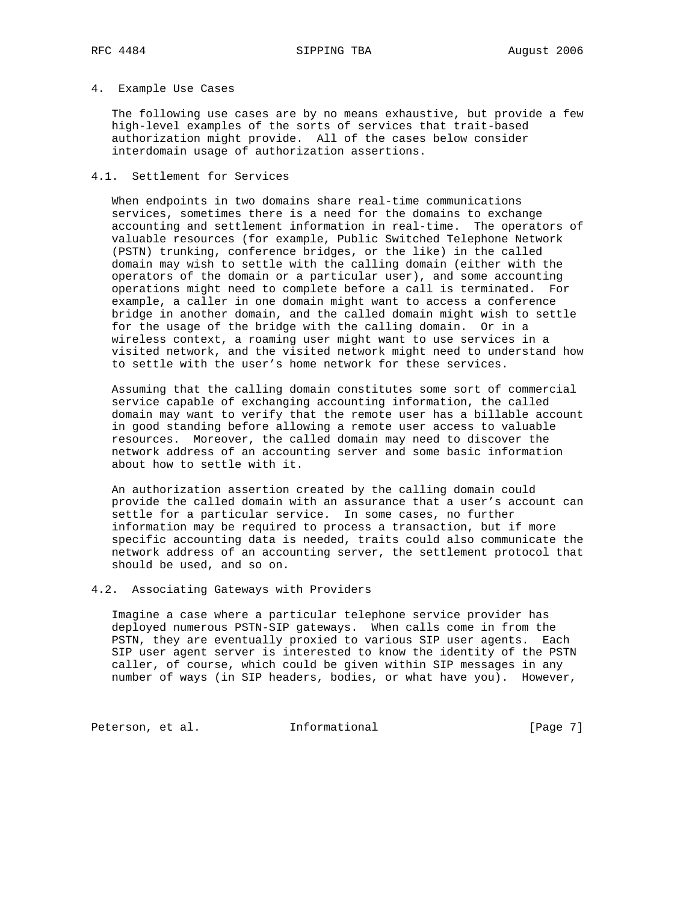## 4. Example Use Cases

The following use cases are by no means exhaustive, but provide a few high-level examples of the sorts of services that trait-based authorization might provide. All of the cases below consider interdomain usage of authorization assertions.

### 4.1. Settlement for Services

When endpoints in two domains share real-time communications services, sometimes there is a need for the domains to exchange accounting and settlement information in real-time. The operators of valuable resources (for example, Public Switched Telephone Network (PSTN) trunking, conference bridges, or the like) in the called domain may wish to settle with the calling domain (either with the operators of the domain or a particular user), and some accounting operations might need to complete before a call is terminated. For example, a caller in one domain might want to access a conference bridge in another domain, and the called domain might wish to settle for the usage of the bridge with the calling domain. Or in a wireless context, a roaming user might want to use services in a visited network, and the visited network might need to understand how to settle with the user's home network for these services.

Assuming that the calling domain constitutes some sort of commercial service capable of exchanging accounting information, the called domain may want to verify that the remote user has a billable account in good standing before allowing a remote user access to valuable resources. Moreover, the called domain may need to discover the network address of an accounting server and some basic information about how to settle with it.

An authorization assertion created by the calling domain could provide the called domain with an assurance that a user's account can settle for a particular service. In some cases, no further information may be required to process a transaction, but if more specific accounting data is needed, traits could also communicate the network address of an accounting server, the settlement protocol that should be used, and so on.

### 4.2. Associating Gateways with Providers

Imagine a case where a particular telephone service provider has deployed numerous PSTN-SIP gateways. When calls come in from the PSTN, they are eventually proxied to various SIP user agents. Each SIP user agent server is interested to know the identity of the PSTN caller, of course, which could be given within SIP messages in any number of ways (in SIP headers, bodies, or what have you). However,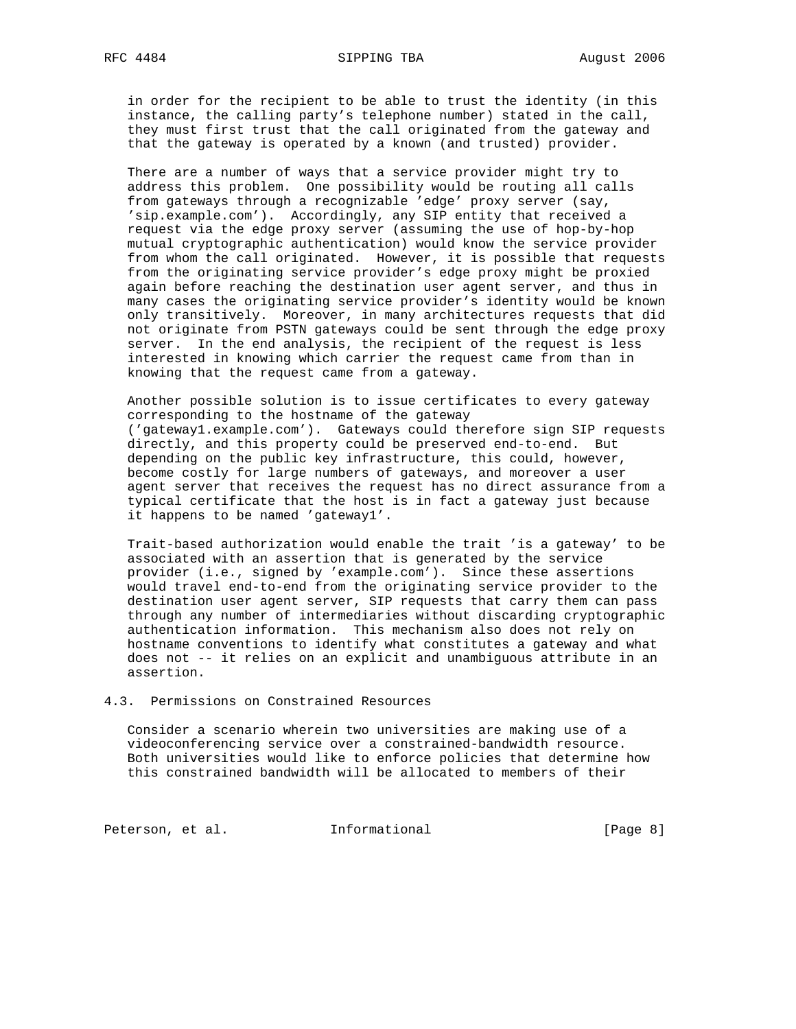in order for the recipient to be able to trust the identity (in this instance, the calling party's telephone number) stated in the call, they must first trust that the call originated from the gateway and that the gateway is operated by a known (and trusted) provider.

There are a number of ways that a service provider might try to address this problem. One possibility would be routing all calls from gateways through a recognizable 'edge' proxy server (say, 'sip.example.com'). Accordingly, any SIP entity that received a request via the edge proxy server (assuming the use of hop-by-hop mutual cryptographic authentication) would know the service provider from whom the call originated. However, it is possible that requests from the originating service provider's edge proxy might be proxied again before reaching the destination user agent server, and thus in many cases the originating service provider's identity would be known only transitively. Moreover, in many architectures requests that did not originate from PSTN gateways could be sent through the edge proxy server. In the end analysis, the recipient of the request is less interested in knowing which carrier the request came from than in knowing that the request came from a gateway.

Another possible solution is to issue certificates to every gateway corresponding to the hostname of the gateway ('gateway1.example.com'). Gateways could therefore sign SIP requests directly, and this property could be preserved end-to-end. But depending on the public key infrastructure, this could, however, become costly for large numbers of gateways, and moreover a user agent server that receives the request has no direct assurance from a typical certificate that the host is in fact a gateway just because it happens to be named 'gateway1'.

Trait-based authorization would enable the trait 'is a gateway' to be associated with an assertion that is generated by the service provider (i.e., signed by 'example.com'). Since these assertions would travel end-to-end from the originating service provider to the destination user agent server, SIP requests that carry them can pass through any number of intermediaries without discarding cryptographic authentication information. This mechanism also does not rely on hostname conventions to identify what constitutes a gateway and what does not -- it relies on an explicit and unambiguous attribute in an assertion.

## 4.3. Permissions on Constrained Resources

Consider a scenario wherein two universities are making use of a videoconferencing service over a constrained-bandwidth resource. Both universities would like to enforce policies that determine how this constrained bandwidth will be allocated to members of their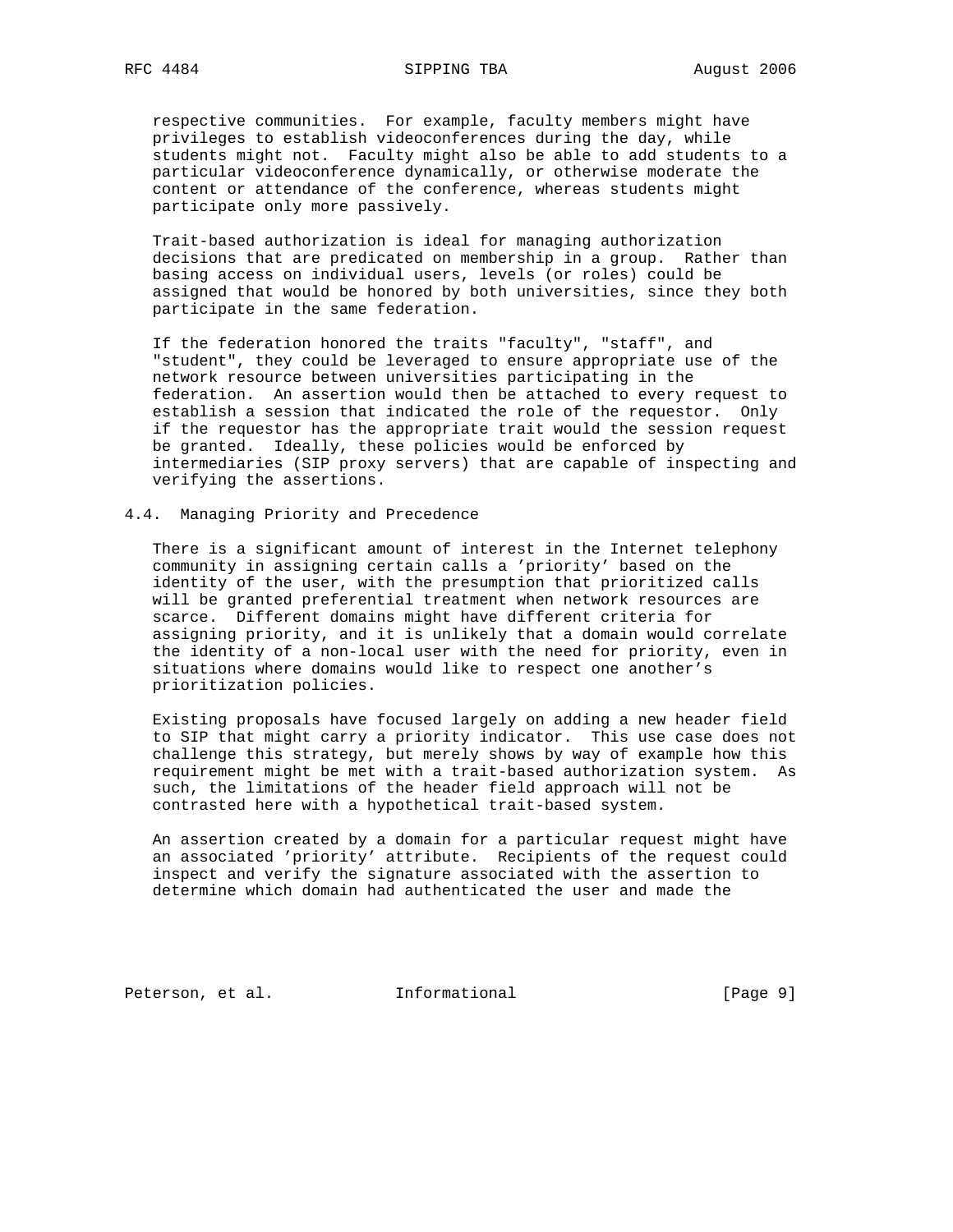respective communities. For example, faculty members might have privileges to establish videoconferences during the day, while students might not. Faculty might also be able to add students to a particular videoconference dynamically, or otherwise moderate the content or attendance of the conference, whereas students might participate only more passively.

Trait-based authorization is ideal for managing authorization decisions that are predicated on membership in a group. Rather than basing access on individual users, levels (or roles) could be assigned that would be honored by both universities, since they both participate in the same federation.

If the federation honored the traits "faculty", "staff", and "student", they could be leveraged to ensure appropriate use of the network resource between universities participating in the federation. An assertion would then be attached to every request to establish a session that indicated the role of the requestor. Only if the requestor has the appropriate trait would the session request be granted. Ideally, these policies would be enforced by intermediaries (SIP proxy servers) that are capable of inspecting and verifying the assertions.

### 4.4. Managing Priority and Precedence

There is a significant amount of interest in the Internet telephony community in assigning certain calls a 'priority' based on the identity of the user, with the presumption that prioritized calls will be granted preferential treatment when network resources are scarce. Different domains might have different criteria for assigning priority, and it is unlikely that a domain would correlate the identity of a non-local user with the need for priority, even in situations where domains would like to respect one another's prioritization policies.

Existing proposals have focused largely on adding a new header field to SIP that might carry a priority indicator. This use case does not challenge this strategy, but merely shows by way of example how this requirement might be met with a trait-based authorization system. As such, the limitations of the header field approach will not be contrasted here with a hypothetical trait-based system.

An assertion created by a domain for a particular request might have an associated 'priority' attribute. Recipients of the request could inspect and verify the signature associated with the assertion to determine which domain had authenticated the user and made the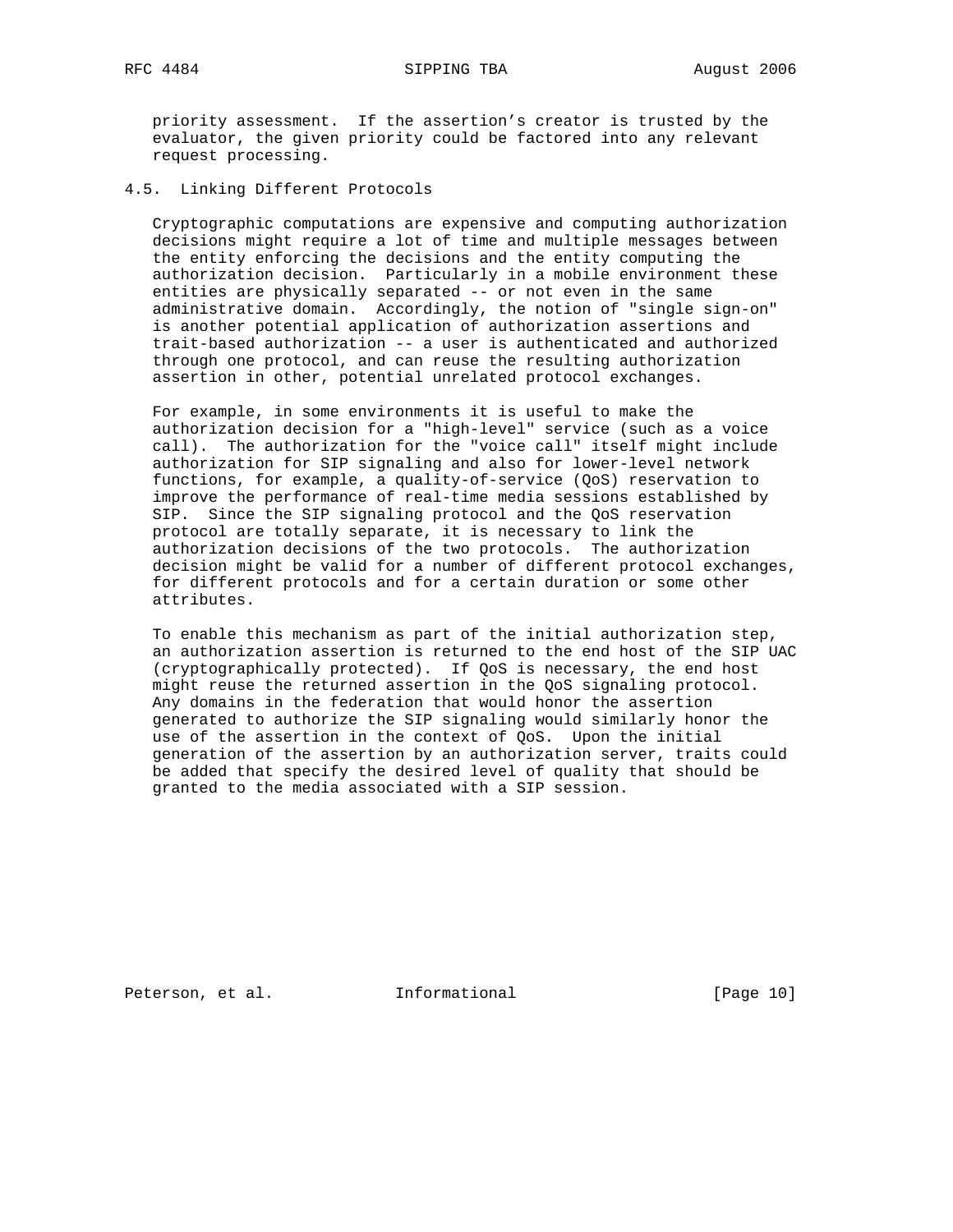priority assessment. If the assertion's creator is trusted by the evaluator, the given priority could be factored into any relevant request processing.

## 4.5. Linking Different Protocols

Cryptographic computations are expensive and computing authorization decisions might require a lot of time and multiple messages between the entity enforcing the decisions and the entity computing the authorization decision. Particularly in a mobile environment these entities are physically separated -- or not even in the same administrative domain. Accordingly, the notion of "single sign-on" is another potential application of authorization assertions and trait-based authorization -- a user is authenticated and authorized through one protocol, and can reuse the resulting authorization assertion in other, potential unrelated protocol exchanges.

For example, in some environments it is useful to make the authorization decision for a "high-level" service (such as a voice call). The authorization for the "voice call" itself might include authorization for SIP signaling and also for lower-level network functions, for example, a quality-of-service (QoS) reservation to improve the performance of real-time media sessions established by SIP. Since the SIP signaling protocol and the QoS reservation protocol are totally separate, it is necessary to link the authorization decisions of the two protocols. The authorization decision might be valid for a number of different protocol exchanges, for different protocols and for a certain duration or some other attributes.

To enable this mechanism as part of the initial authorization step, an authorization assertion is returned to the end host of the SIP UAC (cryptographically protected). If QoS is necessary, the end host might reuse the returned assertion in the QoS signaling protocol. Any domains in the federation that would honor the assertion generated to authorize the SIP signaling would similarly honor the use of the assertion in the context of QoS. Upon the initial generation of the assertion by an authorization server, traits could be added that specify the desired level of quality that should be granted to the media associated with a SIP session.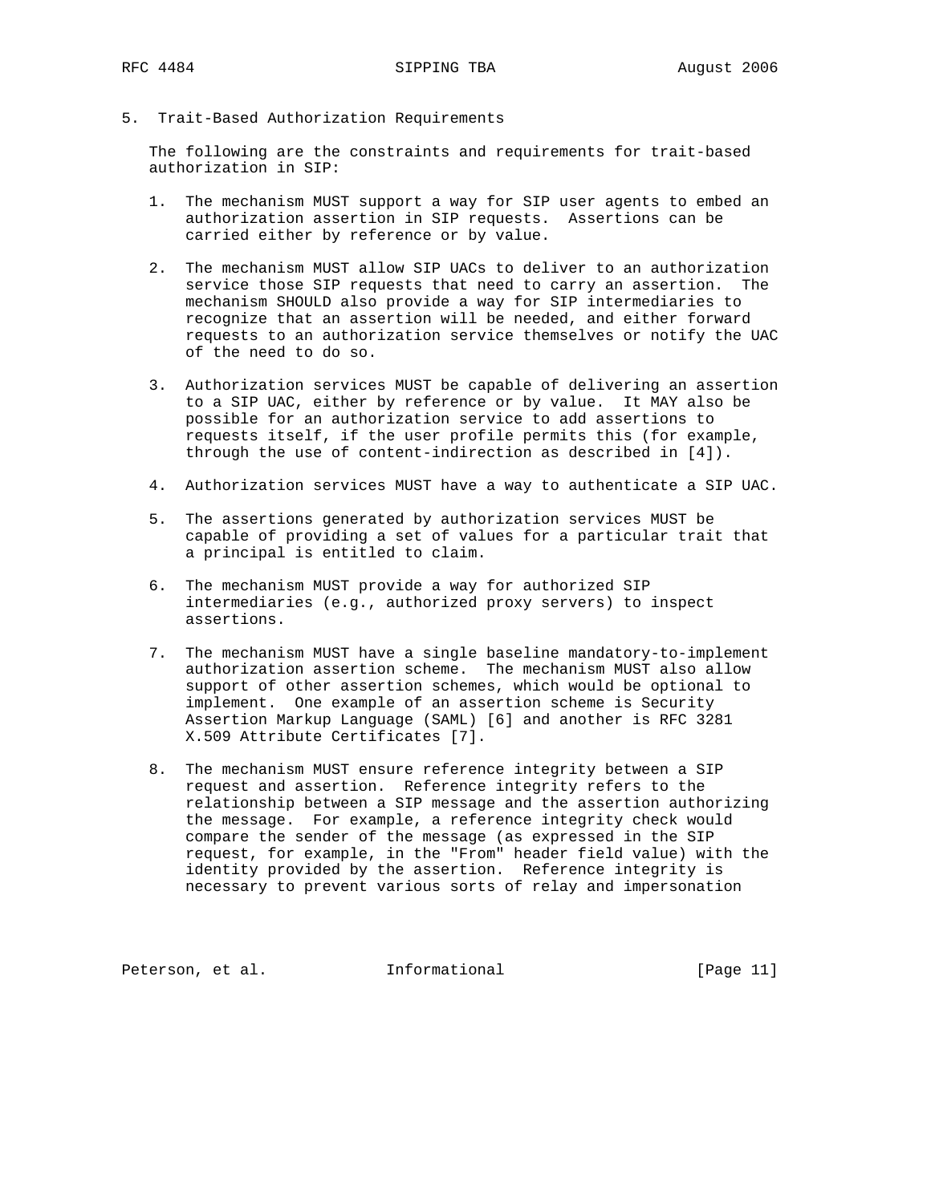## 5. Trait-Based Authorization Requirements

The following are the constraints and requirements for trait-based authorization in SIP:

1. The mechanism MUST support a way for SIP user agents to embed an authorization assertion in SIP requests. Assertions can be carried either by reference or by value.

2. The mechanism MUST allow SIP UACs to deliver to an authorization service those SIP requests that need to carry an assertion. The mechanism SHOULD also provide a way for SIP intermediaries to recognize that an assertion will be needed, and either forward requests to an authorization service themselves or notify the UAC of the need to do so.

3. Authorization services MUST be capable of delivering an assertion to a SIP UAC, either by reference or by value. It MAY also be possible for an authorization service to add assertions to requests itself, if the user profile permits this (for example, through the use of content-indirection as described in [4]).

4. Authorization services MUST have a way to authenticate a SIP UAC.

5. The assertions generated by authorization services MUST be capable of providing a set of values for a particular trait that a principal is entitled to claim.

6. The mechanism MUST provide a way for authorized SIP intermediaries (e.g., authorized proxy servers) to inspect assertions.

7. The mechanism MUST have a single baseline mandatory-to-implement authorization assertion scheme. The mechanism MUST also allow support of other assertion schemes, which would be optional to implement. One example of an assertion scheme is Security Assertion Markup Language (SAML) [6] and another is RFC 3281 X.509 Attribute Certificates [7].

8. The mechanism MUST ensure reference integrity between a SIP request and assertion. Reference integrity refers to the relationship between a SIP message and the assertion authorizing the message. For example, a reference integrity check would compare the sender of the message (as expressed in the SIP request, for example, in the "From" header field value) with the identity provided by the assertion. Reference integrity is necessary to prevent various sorts of relay and impersonation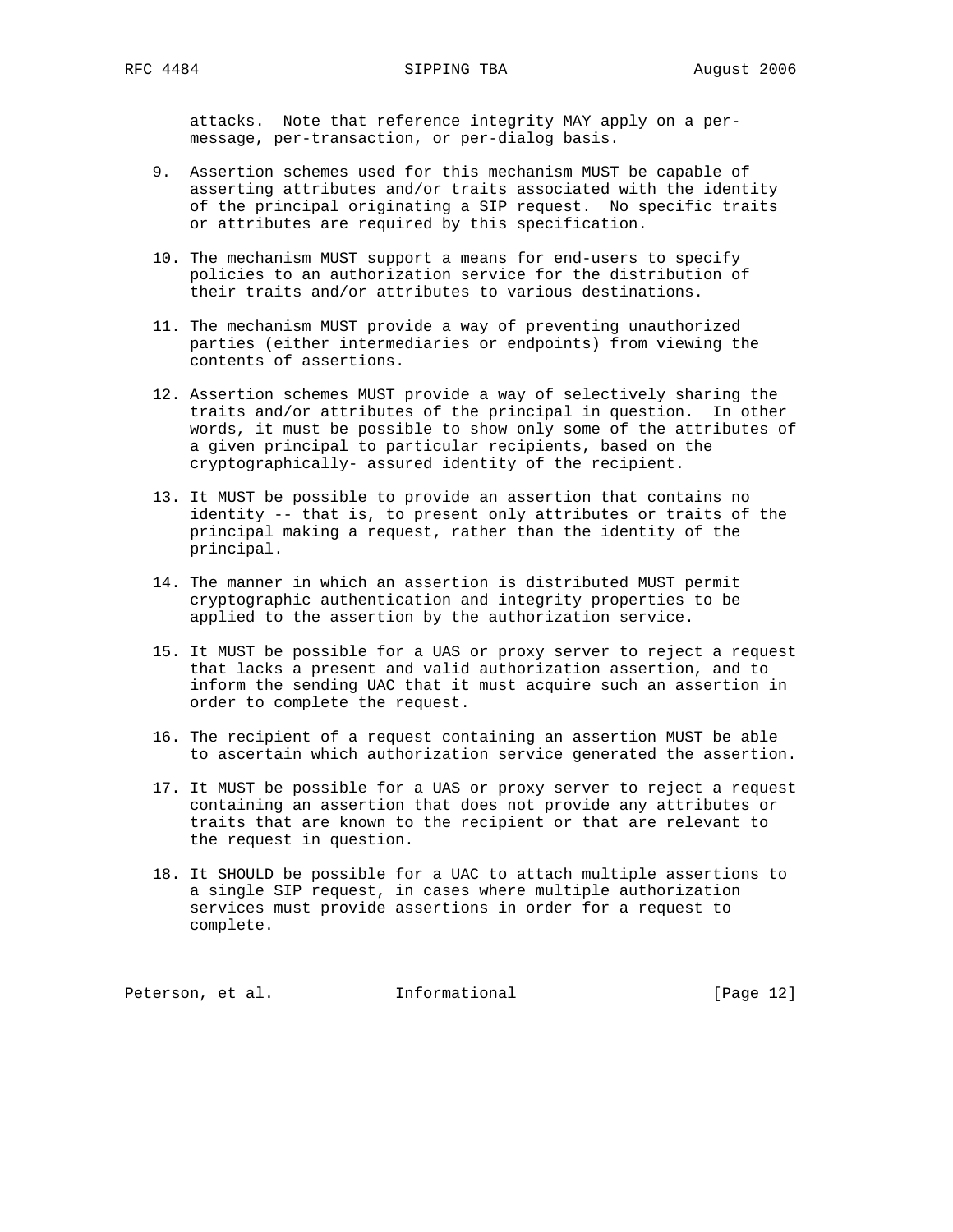attacks. Note that reference integrity MAY apply on a per-message, per-transaction, or per-dialog basis.

9. Assertion schemes used for this mechanism MUST be capable of asserting attributes and/or traits associated with the identity of the principal originating a SIP request. No specific traits or attributes are required by this specification.

10. The mechanism MUST support a means for end-users to specify policies to an authorization service for the distribution of their traits and/or attributes to various destinations.

11. The mechanism MUST provide a way of preventing unauthorized parties (either intermediaries or endpoints) from viewing the contents of assertions.

12. Assertion schemes MUST provide a way of selectively sharing the traits and/or attributes of the principal in question. In other words, it must be possible to show only some of the attributes of a given principal to particular recipients, based on the cryptographically- assured identity of the recipient.

13. It MUST be possible to provide an assertion that contains no identity -- that is, to present only attributes or traits of the principal making a request, rather than the identity of the principal.

14. The manner in which an assertion is distributed MUST permit cryptographic authentication and integrity properties to be applied to the assertion by the authorization service.

15. It MUST be possible for a UAS or proxy server to reject a request that lacks a present and valid authorization assertion, and to inform the sending UAC that it must acquire such an assertion in order to complete the request.

16. The recipient of a request containing an assertion MUST be able to ascertain which authorization service generated the assertion.

17. It MUST be possible for a UAS or proxy server to reject a request containing an assertion that does not provide any attributes or traits that are known to the recipient or that are relevant to the request in question.

18. It SHOULD be possible for a UAC to attach multiple assertions to a single SIP request, in cases where multiple authorization services must provide assertions in order for a request to complete.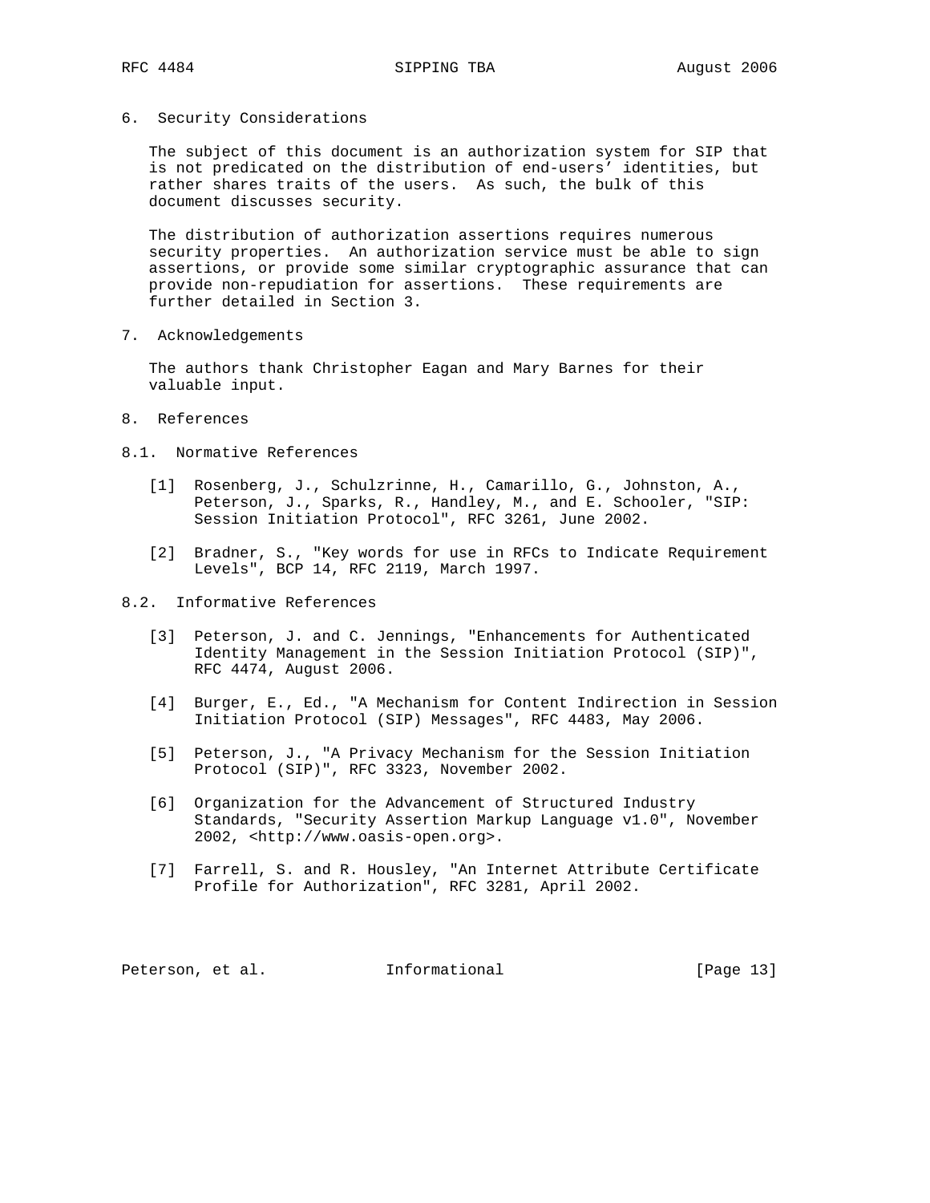## 6. Security Considerations

The subject of this document is an authorization system for SIP that is not predicated on the distribution of end-users' identities, but rather shares traits of the users. As such, the bulk of this document discusses security.

The distribution of authorization assertions requires numerous security properties. An authorization service must be able to sign assertions, or provide some similar cryptographic assurance that can provide non-repudiation for assertions. These requirements are further detailed in Section 3.

## 7. Acknowledgements

The authors thank Christopher Eagan and Mary Barnes for their valuable input.

## 8. References

### 8.1. Normative References

[1] Rosenberg, J., Schulzrinne, H., Camarillo, G., Johnston, A., Peterson, J., Sparks, R., Handley, M., and E. Schooler, "SIP: Session Initiation Protocol", RFC 3261, June 2002.

[2] Bradner, S., "Key words for use in RFCs to Indicate Requirement Levels", BCP 14, RFC 2119, March 1997.

### 8.2. Informative References

[3] Peterson, J. and C. Jennings, "Enhancements for Authenticated Identity Management in the Session Initiation Protocol (SIP)", RFC 4474, August 2006.

[4] Burger, E., Ed., "A Mechanism for Content Indirection in Session Initiation Protocol (SIP) Messages", RFC 4483, May 2006.

[5] Peterson, J., "A Privacy Mechanism for the Session Initiation Protocol (SIP)", RFC 3323, November 2002.

[6] Organization for the Advancement of Structured Industry Standards, "Security Assertion Markup Language v1.0", November 2002, <http://www.oasis-open.org>.

[7] Farrell, S. and R. Housley, "An Internet Attribute Certificate Profile for Authorization", RFC 3281, April 2002.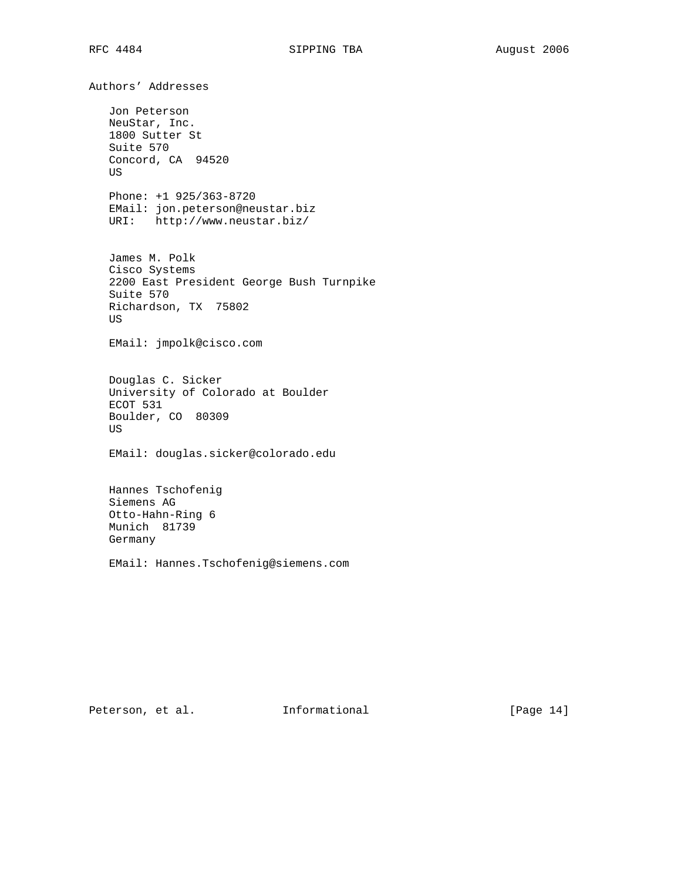## Authors' Addresses

Jon Peterson
NeuStar, Inc.
1800 Sutter St
Suite 570
Concord, CA  94520
US

Phone: +1 925/363-8720
EMail: jon.peterson@neustar.biz
URI:   http://www.neustar.biz/

James M. Polk
Cisco Systems
2200 East President George Bush Turnpike
Suite 570
Richardson, TX  75802
US

EMail: jmpolk@cisco.com

Douglas C. Sicker
University of Colorado at Boulder
ECOT 531
Boulder, CO  80309
US

EMail: douglas.sicker@colorado.edu

Hannes Tschofenig
Siemens AG
Otto-Hahn-Ring 6
Munich  81739
Germany

EMail: Hannes.Tschofenig@siemens.com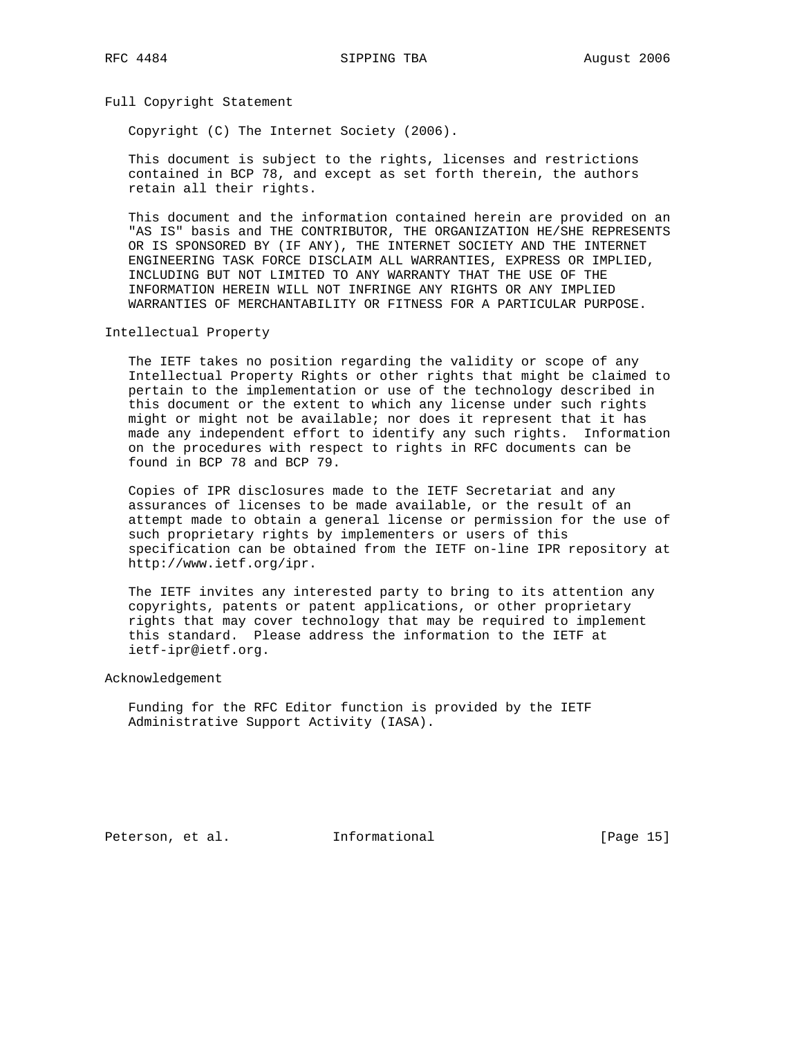## Full Copyright Statement

Copyright (C) The Internet Society (2006).

This document is subject to the rights, licenses and restrictions contained in BCP 78, and except as set forth therein, the authors retain all their rights.

This document and the information contained herein are provided on an "AS IS" basis and THE CONTRIBUTOR, THE ORGANIZATION HE/SHE REPRESENTS OR IS SPONSORED BY (IF ANY), THE INTERNET SOCIETY AND THE INTERNET ENGINEERING TASK FORCE DISCLAIM ALL WARRANTIES, EXPRESS OR IMPLIED, INCLUDING BUT NOT LIMITED TO ANY WARRANTY THAT THE USE OF THE INFORMATION HEREIN WILL NOT INFRINGE ANY RIGHTS OR ANY IMPLIED WARRANTIES OF MERCHANTABILITY OR FITNESS FOR A PARTICULAR PURPOSE.

## Intellectual Property

The IETF takes no position regarding the validity or scope of any Intellectual Property Rights or other rights that might be claimed to pertain to the implementation or use of the technology described in this document or the extent to which any license under such rights might or might not be available; nor does it represent that it has made any independent effort to identify any such rights. Information on the procedures with respect to rights in RFC documents can be found in BCP 78 and BCP 79.

Copies of IPR disclosures made to the IETF Secretariat and any assurances of licenses to be made available, or the result of an attempt made to obtain a general license or permission for the use of such proprietary rights by implementers or users of this specification can be obtained from the IETF on-line IPR repository at http://www.ietf.org/ipr.

The IETF invites any interested party to bring to its attention any copyrights, patents or patent applications, or other proprietary rights that may cover technology that may be required to implement this standard. Please address the information to the IETF at ietf-ipr@ietf.org.

## Acknowledgement

Funding for the RFC Editor function is provided by the IETF Administrative Support Activity (IASA).